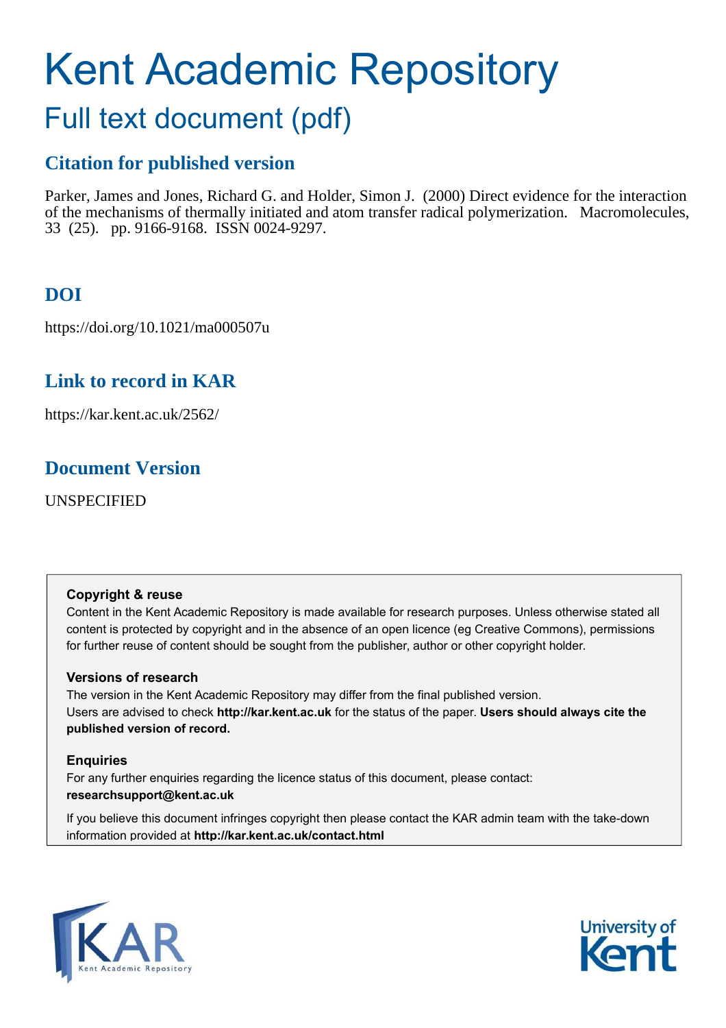# Kent Academic Repository

## Full text document (pdf)

## Citation for published version

Parker, James and Jones, Richard G. and Holder, Simon J. (2000) Direct evidence for the interaction of the mechanisms of thermally initiated and atom transfer radical polymerization. Macromolecules, 33 (25). pp. 9166-9168. ISSN 0024-9297.

## DOI

https://doi.org/10.1021/ma000507u

## Link to record in KAR

https://kar.kent.ac.uk/2562/

## Document Version

UNSPECIFIED

**Copyright & reuse**

Content in the Kent Academic Repository is made available for research purposes. Unless otherwise stated all content is protected by copyright and in the absence of an open licence (eg Creative Commons), permissions for further reuse of content should be sought from the publisher, author or other copyright holder.

**Versions of research**

The version in the Kent Academic Repository may differ from the final published version. Users are advised to check **http://kar.kent.ac.uk** for the status of the paper. **Users should always cite the published version of record.**

**Enquiries**

For any further enquiries regarding the licence status of this document, please contact: **researchsupport@kent.ac.uk**

If you believe this document infringes copyright then please contact the KAR admin team with the take-down information provided at **http://kar.kent.ac.uk/contact.html**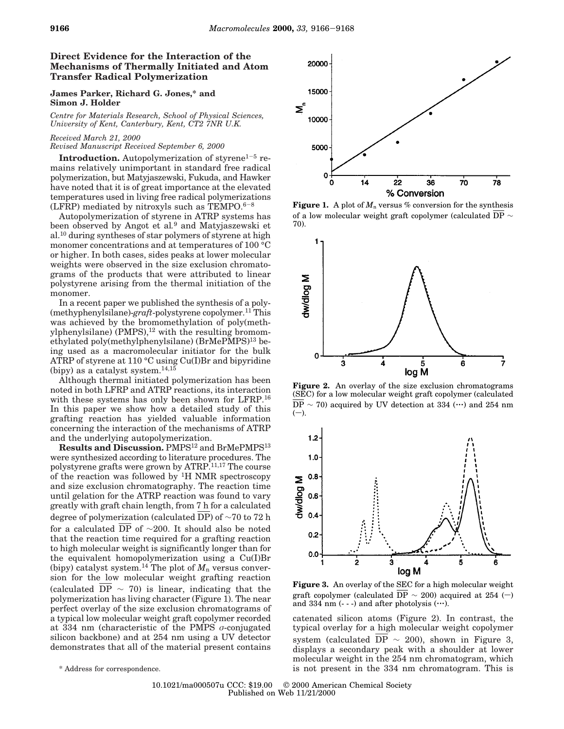# Direct Evidence for the Interaction of the Mechanisms of Thermally Initiated and Atom Transfer Radical Polymerization

**James Parker, Richard G. Jones,* and Simon J. Holder**

*Centre for Materials Research, School of Physical Sciences, University of Kent, Canterbury, Kent, CT2 7NR U.K.*

*Received March 21, 2000*
*Revised Manuscript Received September 6, 2000*

**Introduction.** Autopolymerization of styrene[1–5] remains relatively unimportant in standard free radical polymerization, but Matyjaszewski, Fukuda, and Hawker have noted that it is of great importance at the elevated temperatures used in living free radical polymerizations (LFRP) mediated by nitroxyls such as TEMPO.[6–8]

Autopolymerization of styrene in ATRP systems has been observed by Angot et al.[9] and Matyjaszewski et al.[10] during syntheses of star polymers of styrene at high monomer concentrations and at temperatures of 100 °C or higher. In both cases, sides peaks at lower molecular weights were observed in the size exclusion chromatograms of the products that were attributed to linear polystyrene arising from the thermal initiation of the monomer.

In a recent paper we published the synthesis of a poly(methyphenylsilane)-*graft*-polystyrene copolymer.[11] This was achieved by the bromomethylation of poly(methylphenylsilane) (PMPS),[12] with the resulting bromomethylated poly(methylphenylsilane) (BrMePMPS)[13] being used as a macromolecular initiator for the bulk ATRP of styrene at 110 °C using Cu(I)Br and bipyridine (bipy) as a catalyst system.[14,15]

Although thermal initiated polymerization has been noted in both LFRP and ATRP reactions, its interaction with these systems has only been shown for LFRP.[16] In this paper we show how a detailed study of this grafting reaction has yielded valuable information concerning the interaction of the mechanisms of ATRP and the underlying autopolymerization.

**Results and Discussion.** PMPS[12] and BrMePMPS[13] were synthesized according to literature procedures. The polystyrene grafts were grown by ATRP.[11,17] The course of the reaction was followed by $^1$H NMR spectroscopy and size exclusion chromatography. The reaction time until gelation for the ATRP reaction was found to vary greatly with graft chain length, from 7 h for a calculated degree of polymerization (calculated $\overline{DP}$) of ~70 to 72 h for a calculated $\overline{DP}$ of ~200. It should also be noted that the reaction time required for a grafting reaction to high molecular weight is significantly longer than for the equivalent homopolymerization using a Cu(I)Br (bipy) catalyst system.[14] The plot of $M_n$ versus conversion for the low molecular weight grafting reaction (calculated $\overline{DP}$ ~ 70) is linear, indicating that the polymerization has living character (Figure 1). The near perfect overlay of the size exclusion chromatograms of a typical low molecular weight graft copolymer recorded at 334 nm (characteristic of the PMPS σ-conjugated silicon backbone) and at 254 nm using a UV detector demonstrates that all of the material present contains catenated silicon atoms (Figure 2). In contrast, the typical overlay for a high molecular weight copolymer system (calculated $\overline{DP}$ ~ 200), shown in Figure 3, displays a secondary peak with a shoulder at lower molecular weight in the 254 nm chromatogram, which is not present in the 334 nm chromatogram. This is

**Figure 1.** A plot of $M_n$ versus % conversion for the synthesis of a low molecular weight graft copolymer (calculated $\overline{DP}$ ~ 70).

**Figure 2.** An overlay of the size exclusion chromatograms (SEC) for a low molecular weight graft copolymer (calculated $\overline{DP}$ ~ 70) acquired by UV detection at 334 (···) and 254 nm (—).

**Figure 3.** An overlay of the SEC for a high molecular weight graft copolymer (calculated $\overline{DP}$ ~ 200) acquired at 254 (—) and 334 nm (- - -) and after photolysis (···).

\* Address for correspondence.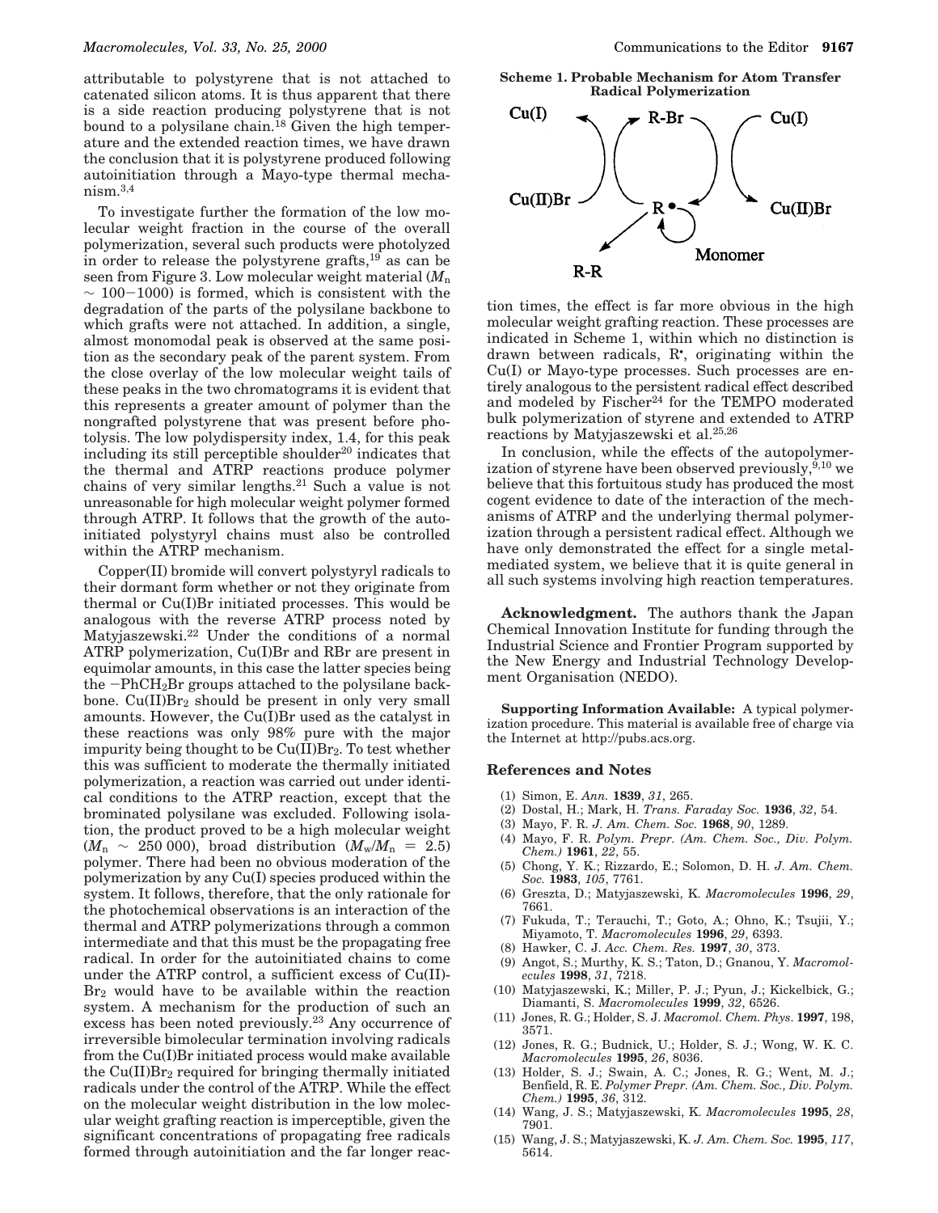attributable to polystyrene that is not attached to catenated silicon atoms. It is thus apparent that there is a side reaction producing polystyrene that is not bound to a polysilane chain.[18] Given the high temperature and the extended reaction times, we have drawn the conclusion that it is polystyrene produced following autoinitiation through a Mayo-type thermal mechanism.[3,4]

To investigate further the formation of the low molecular weight fraction in the course of the overall polymerization, several such products were photolyzed in order to release the polystyrene grafts,[19] as can be seen from Figure 3. Low molecular weight material ($M_n$ ~ 100−1000) is formed, which is consistent with the degradation of the parts of the polysilane backbone to which grafts were not attached. In addition, a single, almost monomodal peak is observed at the same position as the secondary peak of the parent system. From the close overlay of the low molecular weight tails of these peaks in the two chromatograms it is evident that this represents a greater amount of polymer than the nongrafted polystyrene that was present before photolysis. The low polydispersity index, 1.4, for this peak including its still perceptible shoulder[20] indicates that the thermal and ATRP reactions produce polymer chains of very similar lengths.[21] Such a value is not unreasonable for high molecular weight polymer formed through ATRP. It follows that the growth of the autoinitiated polystyryl chains must also be controlled within the ATRP mechanism.

Copper(II) bromide will convert polystyryl radicals to their dormant form whether or not they originate from thermal or Cu(I)Br initiated processes. This would be analogous with the reverse ATRP process noted by Matyjaszewski.[22] Under the conditions of a normal ATRP polymerization, Cu(I)Br and RBr are present in equimolar amounts, in this case the latter species being the $-PhCH_2Br$ groups attached to the polysilane backbone. Cu(II)$Br_2$ should be present in only very small amounts. However, the Cu(I)Br used as the catalyst in these reactions was only 98% pure with the major impurity being thought to be Cu(II)$Br_2$. To test whether this was sufficient to moderate the thermally initiated polymerization, a reaction was carried out under identical conditions to the ATRP reaction, except that the brominated polysilane was excluded. Following isolation, the product proved to be a high molecular weight ($M_n$ ~ 250 000), broad distribution ($M_w/M_n$ = 2.5) polymer. There had been no obvious moderation of the polymerization by any Cu(I) species produced within the system. It follows, therefore, that the only rationale for the photochemical observations is an interaction of the thermal and ATRP polymerizations through a common intermediate and that this must be the propagating free radical. In order for the autoinitiated chains to come under the ATRP control, a sufficient excess of Cu(II)$Br_2$ would have to be available within the reaction system. A mechanism for the production of such an excess has been noted previously.[23] Any occurrence of irreversible bimolecular termination involving radicals from the Cu(I)Br initiated process would make available the Cu(II)$Br_2$ required for bringing thermally initiated radicals under the control of the ATRP. While the effect on the molecular weight distribution in the low molecular weight grafting reaction is imperceptible, given the significant concentrations of propagating free radicals formed through autoinitiation and the far longer reaction times, the effect is far more obvious in the high molecular weight grafting reaction. These processes are indicated in Scheme 1, within which no distinction is drawn between radicals, R•, originating within the Cu(I) or Mayo-type processes. Such processes are entirely analogous to the persistent radical effect described and modeled by Fischer[24] for the TEMPO moderated bulk polymerization of styrene and extended to ATRP reactions by Matyjaszewski et al.[25,26]

**Scheme 1. Probable Mechanism for Atom Transfer Radical Polymerization**

Cu(I) ⇄ Cu(II)Br (R-Br ⇄ R•) ⇄ Cu(I) / Cu(II)Br; R• + Monomer; R• → R-R

In conclusion, while the effects of the autopolymerization of styrene have been observed previously,[9,10] we believe that this fortuitous study has produced the most cogent evidence to date of the interaction of the mechanisms of ATRP and the underlying thermal polymerization through a persistent radical effect. Although we have only demonstrated the effect for a single metal-mediated system, we believe that it is quite general in all such systems involving high reaction temperatures.

**Acknowledgment.** The authors thank the Japan Chemical Innovation Institute for funding through the Industrial Science and Frontier Program supported by the New Energy and Industrial Technology Development Organisation (NEDO).

**Supporting Information Available:** A typical polymerization procedure. This material is available free of charge via the Internet at http://pubs.acs.org.

## References and Notes

(1) Simon, E. *Ann.* **1839**, *31*, 265.
(2) Dostal, H.; Mark, H. *Trans. Faraday Soc.* **1936**, *32*, 54.
(3) Mayo, F. R. *J. Am. Chem. Soc.* **1968**, *90*, 1289.
(4) Mayo, F. R. *Polym. Prepr. (Am. Chem. Soc., Div. Polym. Chem.)* **1961**, *22*, 55.
(5) Chong, Y. K.; Rizzardo, E.; Solomon, D. H. *J. Am. Chem. Soc.* **1983**, *105*, 7761.
(6) Greszta, D.; Matyjaszewski, K. *Macromolecules* **1996**, *29*, 7661.
(7) Fukuda, T.; Terauchi, T.; Goto, A.; Ohno, K.; Tsujii, Y.; Miyamoto, T. *Macromolecules* **1996**, *29*, 6393.
(8) Hawker, C. J. *Acc. Chem. Res.* **1997**, *30*, 373.
(9) Angot, S.; Murthy, K. S.; Taton, D.; Gnanou, Y. *Macromolecules* **1998**, *31*, 7218.
(10) Matyjaszewski, K.; Miller, P. J.; Pyun, J.; Kickelbick, G.; Diamanti, S. *Macromolecules* **1999**, *32*, 6526.
(11) Jones, R. G.; Holder, S. J. *Macromol. Chem. Phys.* **1997**, 198, 3571.
(12) Jones, R. G.; Budnick, U.; Holder, S. J.; Wong, W. K. C. *Macromolecules* **1995**, *26*, 8036.
(13) Holder, S. J.; Swain, A. C.; Jones, R. G.; Went, M. J.; Benfield, R. E. *Polymer Prepr. (Am. Chem. Soc., Div. Polym. Chem.)* **1995**, *36*, 312.
(14) Wang, J. S.; Matyjaszewski, K. *Macromolecules* **1995**, *28*, 7901.
(15) Wang, J. S.; Matyjaszewski, K. *J. Am. Chem. Soc.* **1995**, *117*, 5614.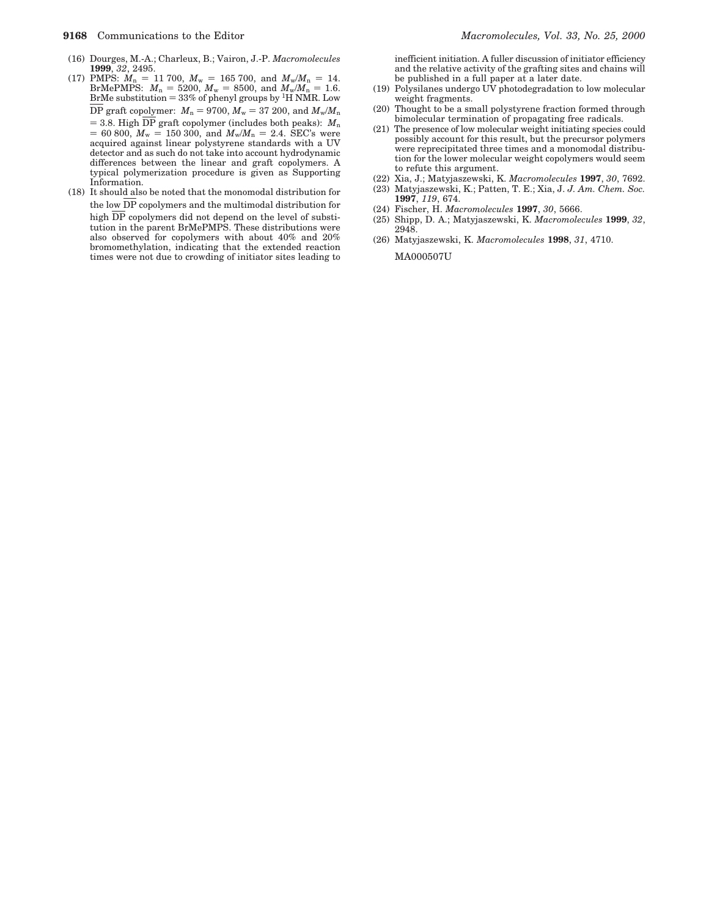(16) Dourges, M.-A.; Charleux, B.; Vairon, J.-P. *Macromolecules* **1999**, *32*, 2495.

(17) PMPS: $M_n$ = 11 700, $M_w$ = 165 700, and $M_w/M_n$ = 14. BrMePMPS: $M_n$ = 5200, $M_w$ = 8500, and $M_w/M_n$ = 1.6. BrMe substitution = 33% of phenyl groups by $^1$H NMR. Low $\overline{DP}$ graft copolymer: $M_n$ = 9700, $M_w$ = 37 200, and $M_w/M_n$ = 3.8. High $\overline{DP}$ graft copolymer (includes both peaks): $M_n$ = 60 800, $M_w$ = 150 300, and $M_w/M_n$ = 2.4. SEC's were acquired against linear polystyrene standards with a UV detector and as such do not take into account hydrodynamic differences between the linear and graft copolymers. A typical polymerization procedure is given as Supporting Information.

(18) It should also be noted that the monomodal distribution for the low $\overline{DP}$ copolymers and the multimodal distribution for high $\overline{DP}$ copolymers did not depend on the level of substitution in the parent BrMePMPS. These distributions were also observed for copolymers with about 40% and 20% bromomethylation, indicating that the extended reaction times were not due to crowding of initiator sites leading to inefficient initiation. A fuller discussion of initiator efficiency and the relative activity of the grafting sites and chains will be published in a full paper at a later date.

(19) Polysilanes undergo UV photodegradation to low molecular weight fragments.

(20) Thought to be a small polystyrene fraction formed through bimolecular termination of propagating free radicals.

(21) The presence of low molecular weight initiating species could possibly account for this result, but the precursor polymers were reprecipitated three times and a monomodal distribution for the lower molecular weight copolymers would seem to refute this argument.

(22) Xia, J.; Matyjaszewski, K. *Macromolecules* **1997**, *30*, 7692.

(23) Matyjaszewski, K.; Patten, T. E.; Xia, J. *J. Am. Chem. Soc.* **1997**, *119*, 674.

(24) Fischer, H. *Macromolecules* **1997**, *30*, 5666.

(25) Shipp, D. A.; Matyjaszewski, K. *Macromolecules* **1999**, *32*, 2948.

(26) Matyjaszewski, K. *Macromolecules* **1998**, *31*, 4710.

MA000507U